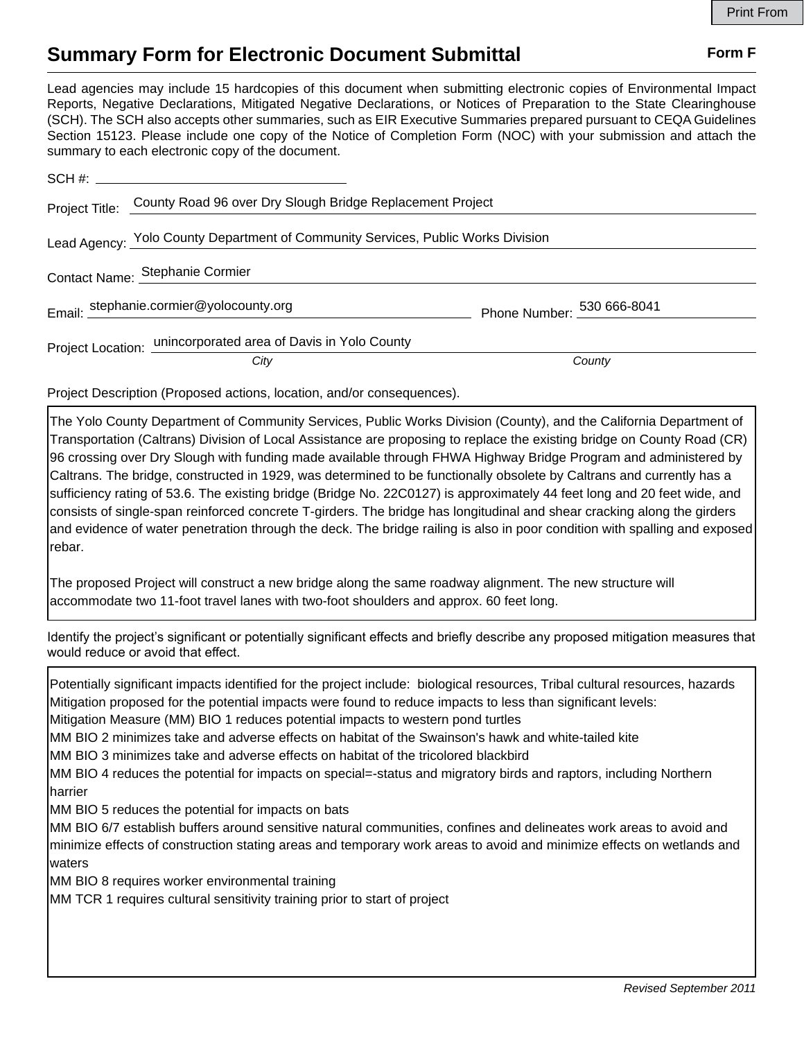# Summary Form for Electronic Document Submittal

**Form F**

Lead agencies may include 15 hardcopies of this document when submitting electronic copies of Environmental Impact Reports, Negative Declarations, Mitigated Negative Declarations, or Notices of Preparation to the State Clearinghouse (SCH). The SCH also accepts other summaries, such as EIR Executive Summaries prepared pursuant to CEQA Guidelines Section 15123. Please include one copy of the Notice of Completion Form (NOC) with your submission and attach the summary to each electronic copy of the document.

SCH #: ______________________

Project Title: County Road 96 over Dry Slough Bridge Replacement Project

Lead Agency: Yolo County Department of Community Services, Public Works Division

Contact Name: Stephanie Cormier

Email: stephanie.cormier@yolocounty.org Phone Number: 530 666-8041

Project Location: unincorporated area of Davis in Yolo County
*City* *County*

Project Description (Proposed actions, location, and/or consequences).

The Yolo County Department of Community Services, Public Works Division (County), and the California Department of Transportation (Caltrans) Division of Local Assistance are proposing to replace the existing bridge on County Road (CR) 96 crossing over Dry Slough with funding made available through FHWA Highway Bridge Program and administered by Caltrans. The bridge, constructed in 1929, was determined to be functionally obsolete by Caltrans and currently has a sufficiency rating of 53.6. The existing bridge (Bridge No. 22C0127) is approximately 44 feet long and 20 feet wide, and consists of single-span reinforced concrete T-girders. The bridge has longitudinal and shear cracking along the girders and evidence of water penetration through the deck. The bridge railing is also in poor condition with spalling and exposed rebar.

The proposed Project will construct a new bridge along the same roadway alignment. The new structure will accommodate two 11-foot travel lanes with two-foot shoulders and approx. 60 feet long.

Identify the project's significant or potentially significant effects and briefly describe any proposed mitigation measures that would reduce or avoid that effect.

Potentially significant impacts identified for the project include: biological resources, Tribal cultural resources, hazards
Mitigation proposed for the potential impacts were found to reduce impacts to less than significant levels:
Mitigation Measure (MM) BIO 1 reduces potential impacts to western pond turtles
MM BIO 2 minimizes take and adverse effects on habitat of the Swainson's hawk and white-tailed kite
MM BIO 3 minimizes take and adverse effects on habitat of the tricolored blackbird
MM BIO 4 reduces the potential for impacts on special=-status and migratory birds and raptors, including Northern harrier
MM BIO 5 reduces the potential for impacts on bats
MM BIO 6/7 establish buffers around sensitive natural communities, confines and delineates work areas to avoid and minimize effects of construction stating areas and temporary work areas to avoid and minimize effects on wetlands and waters
MM BIO 8 requires worker environmental training
MM TCR 1 requires cultural sensitivity training prior to start of project

*Revised September 2011*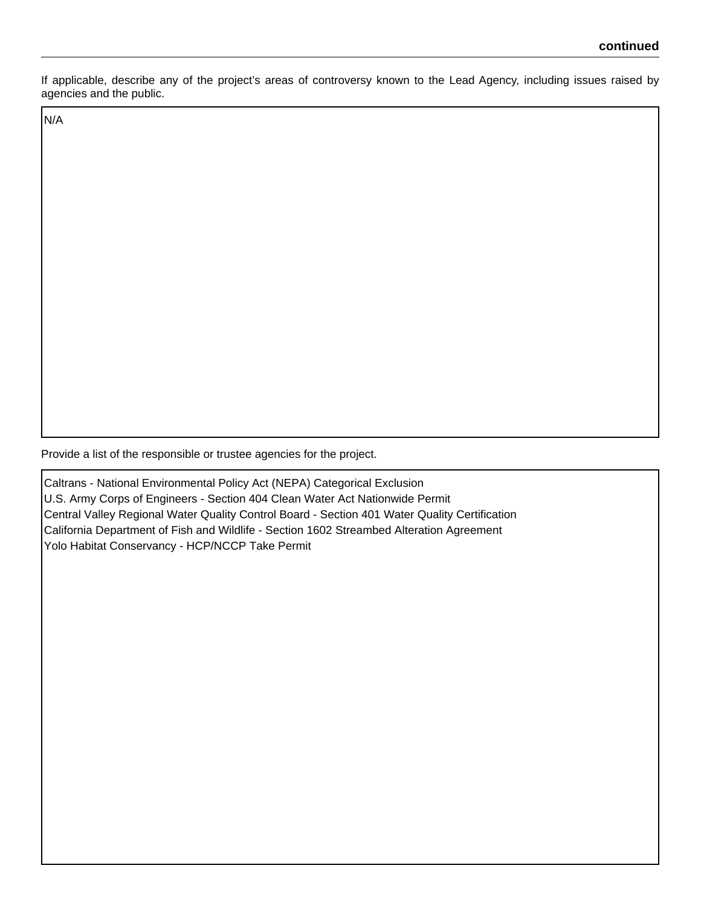**continued**

If applicable, describe any of the project's areas of controversy known to the Lead Agency, including issues raised by agencies and the public.

N/A

Provide a list of the responsible or trustee agencies for the project.

Caltrans - National Environmental Policy Act (NEPA) Categorical Exclusion
U.S. Army Corps of Engineers - Section 404 Clean Water Act Nationwide Permit
Central Valley Regional Water Quality Control Board - Section 401 Water Quality Certification
California Department of Fish and Wildlife - Section 1602 Streambed Alteration Agreement
Yolo Habitat Conservancy - HCP/NCCP Take Permit